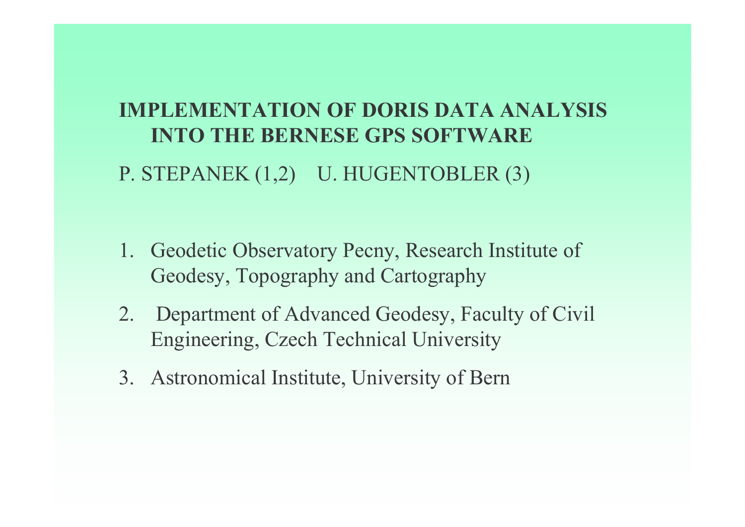# IMPLEMENTATION OF DORIS DATA ANALYSIS INTO THE BERNESE GPS SOFTWARE

P. STEPANEK (1,2) U. HUGENTOBLER (3)

1. Geodetic Observatory Pecny, Research Institute of Geodesy, Topography and Cartography
2. Department of Advanced Geodesy, Faculty of Civil Engineering, Czech Technical University
3. Astronomical Institute, University of Bern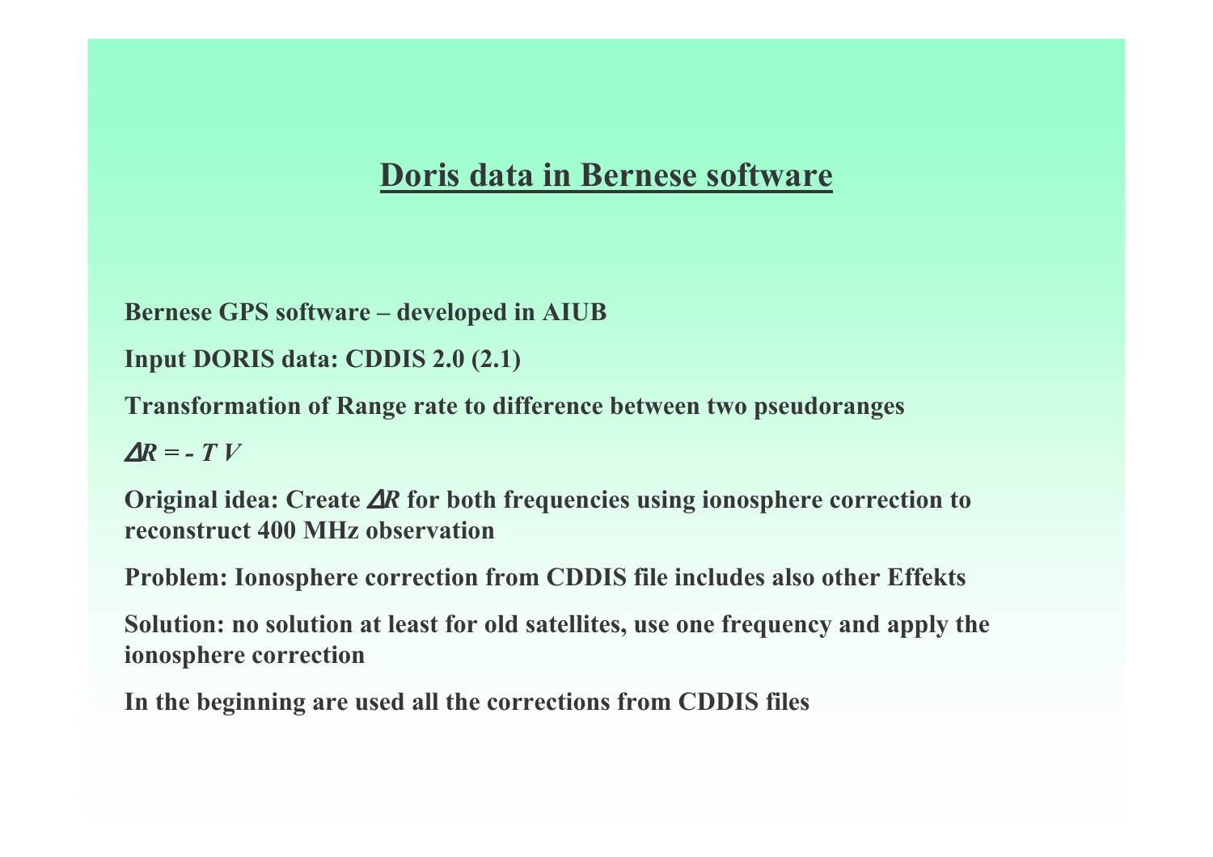# Doris data in Bernese software

**Bernese GPS software – developed in AIUB**

**Input DORIS data: CDDIS 2.0 (2.1)**

**Transformation of Range rate to difference between two pseudoranges**

$\Delta R = - T V$

**Original idea: Create $\Delta R$ for both frequencies using ionosphere correction to reconstruct 400 MHz observation**

**Problem: Ionosphere correction from CDDIS file includes also other Effekts**

**Solution: no solution at least for old satellites, use one frequency and apply the ionosphere correction**

**In the beginning are used all the corrections from CDDIS files**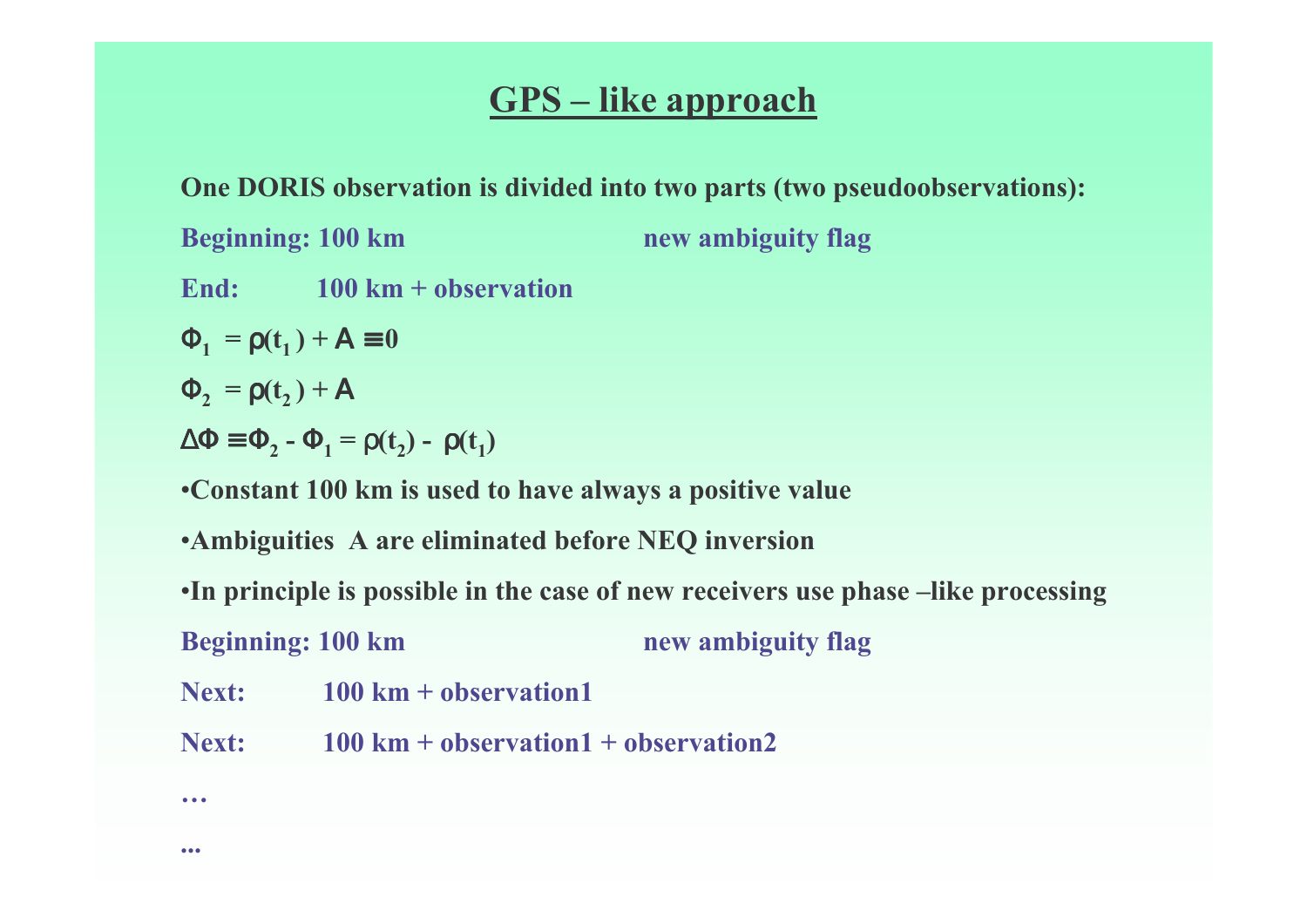# GPS – like approach

**One DORIS observation is divided into two parts (two pseudoobservations):**

**Beginning: 100 km** **new ambiguity flag**

**End: 100 km + observation**

$$\Phi_1 = \rho(t_1) + A \equiv 0$$

$$\Phi_2 = \rho(t_2) + A$$

$$\Delta\Phi \equiv \Phi_2 - \Phi_1 = \rho(t_2) - \rho(t_1)$$

- **Constant 100 km is used to have always a positive value**
- **Ambiguities A are eliminated before NEQ inversion**
- **In principle is possible in the case of new receivers use phase –like processing**

**Beginning: 100 km** **new ambiguity flag**

**Next: 100 km + observation1**

**Next: 100 km + observation1 + observation2**

**…**

**...**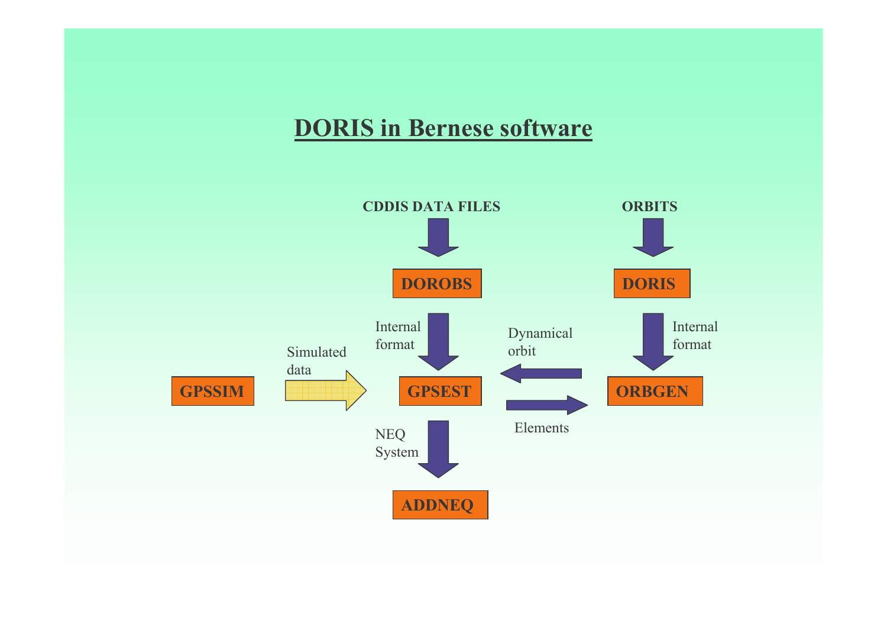# DORIS in Bernese software

CDDIS DATA FILES

ORBITS

DOROBS

DORIS

Internal format

Internal format

Dynamical orbit

Simulated data

GPSSIM

GPSEST

ORBGEN

Elements

NEQ System

ADDNEQ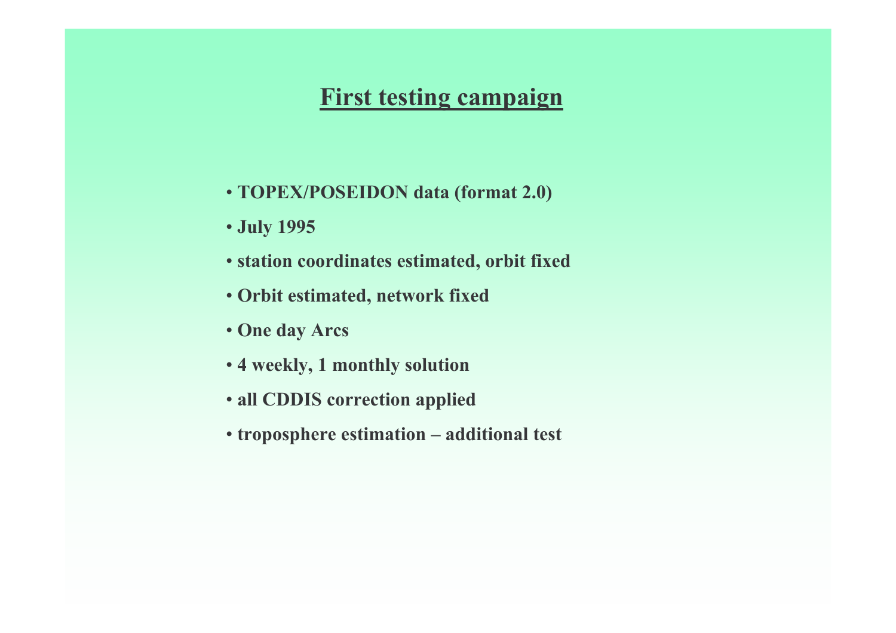# First testing campaign

- TOPEX/POSEIDON data (format 2.0)
- July 1995
- station coordinates estimated, orbit fixed
- Orbit estimated, network fixed
- One day Arcs
- 4 weekly, 1 monthly solution
- all CDDIS correction applied
- troposphere estimation – additional test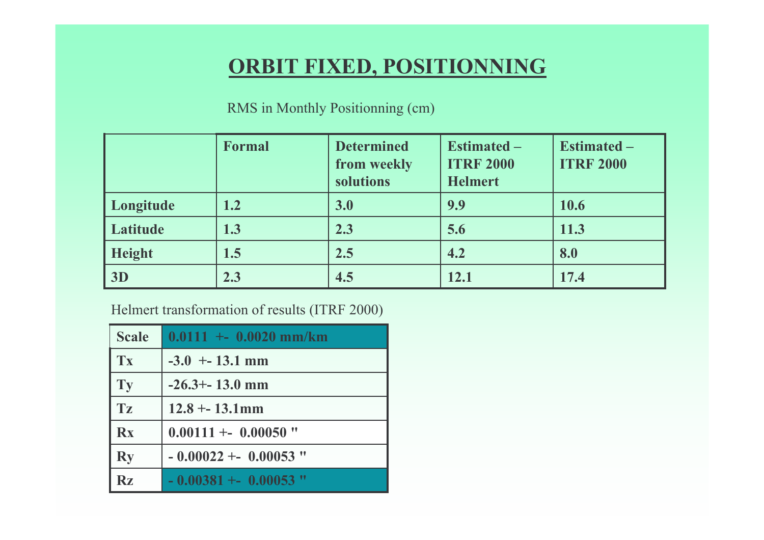# ORBIT FIXED, POSITIONNING

RMS in Monthly Positionning (cm)

| | Formal | Determined from weekly solutions | Estimated – ITRF 2000 Helmert | Estimated – ITRF 2000 |
|---|---|---|---|---|
| Longitude | 1.2 | 3.0 | 9.9 | 10.6 |
| Latitude | 1.3 | 2.3 | 5.6 | 11.3 |
| Height | 1.5 | 2.5 | 4.2 | 8.0 |
| 3D | 2.3 | 4.5 | 12.1 | 17.4 |

Helmert transformation of results (ITRF 2000)

| | |
|---|---|
| Scale | 0.0111 +- 0.0020 mm/km |
| Tx | -3.0 +- 13.1 mm |
| Ty | -26.3+- 13.0 mm |
| Tz | 12.8 +- 13.1mm |
| Rx | 0.00111 +- 0.00050 " |
| Ry | - 0.00022 +- 0.00053 " |
| Rz | - 0.00381 +- 0.00053 " |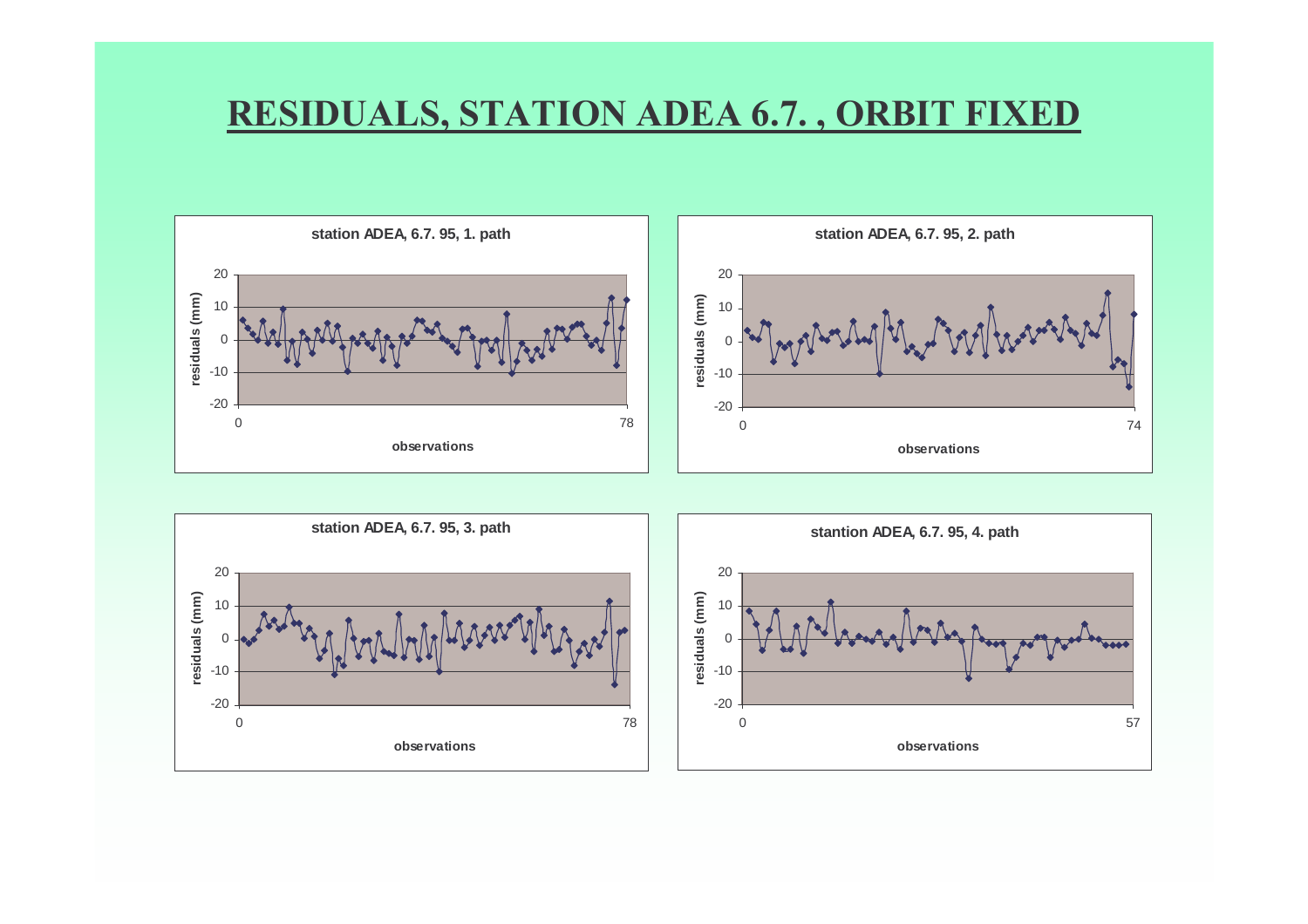# RESIDUALS, STATION ADEA 6.7. , ORBIT FIXED

station ADEA, 6.7. 95, 1. path

residuals (mm)

20
10
0
-10
-20

0
78

observations

station ADEA, 6.7. 95, 2. path

residuals (mm)

20
10
0
-10
-20

0
74

observations

station ADEA, 6.7. 95, 3. path

residuals (mm)

20
10
0
-10
-20

0
78

observations

stantion ADEA, 6.7. 95, 4. path

residuals (mm)

20
10
0
-10
-20

0
57

observations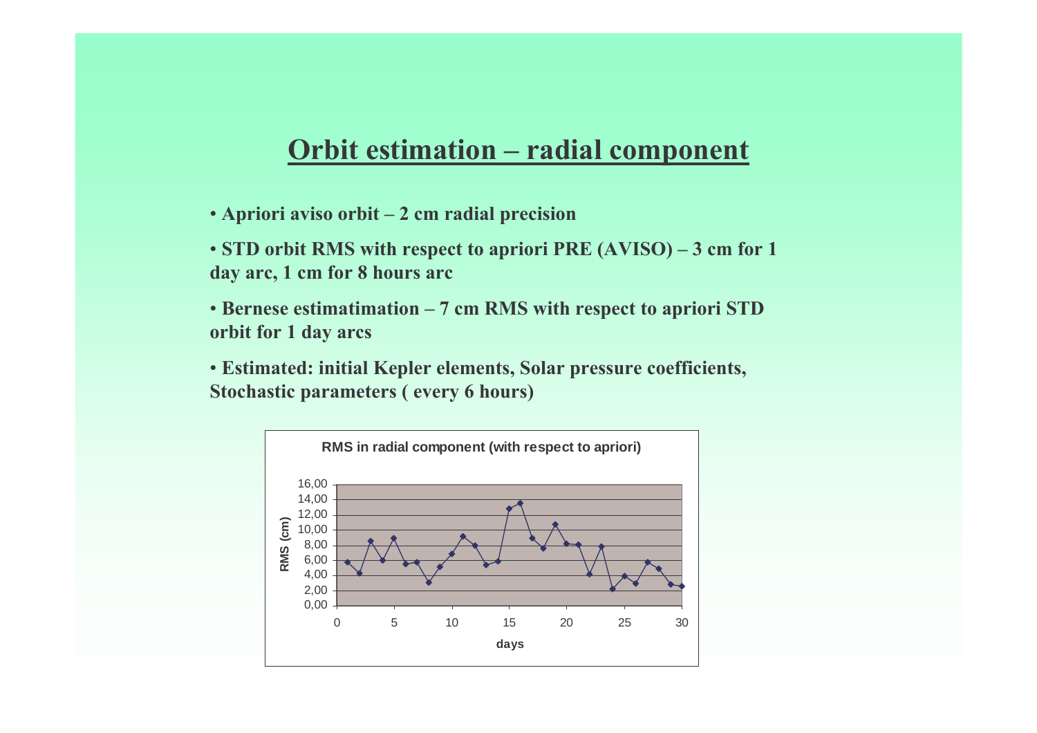# Orbit estimation – radial component

- **Apriori aviso orbit – 2 cm radial precision**
- **STD orbit RMS with respect to apriori PRE (AVISO) – 3 cm for 1 day arc, 1 cm for 8 hours arc**
- **Bernese estimatimation – 7 cm RMS with respect to apriori STD orbit for 1 day arcs**
- **Estimated: initial Kepler elements, Solar pressure coefficients, Stochastic parameters ( every 6 hours)**

**RMS in radial component (with respect to apriori)**

RMS (cm)

16,00
14,00
12,00
10,00
8,00
6,00
4,00
2,00
0,00

0 5 10 15 20 25 30

days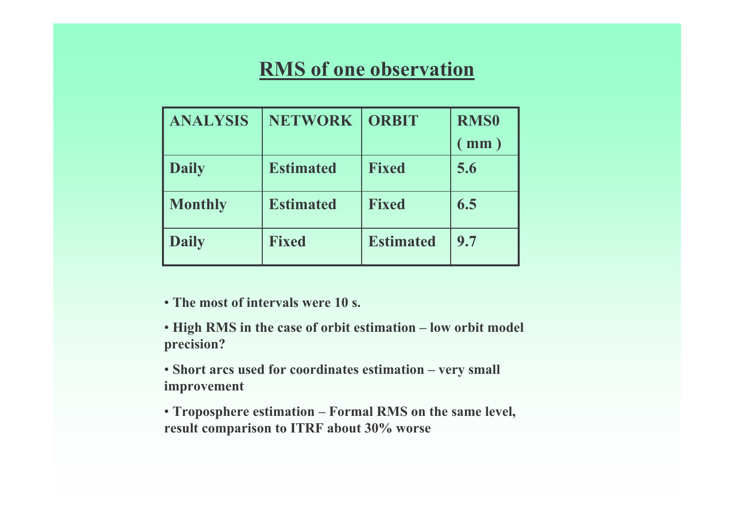# RMS of one observation

| ANALYSIS | NETWORK | ORBIT | RMS0 ( mm ) |
|---|---|---|---|
| Daily | Estimated | Fixed | 5.6 |
| Monthly | Estimated | Fixed | 6.5 |
| Daily | Fixed | Estimated | 9.7 |

- The most of intervals were 10 s.
- High RMS in the case of orbit estimation – low orbit model precision?
- Short arcs used for coordinates estimation – very small improvement
- Troposphere estimation – Formal RMS on the same level, result comparison to ITRF about 30% worse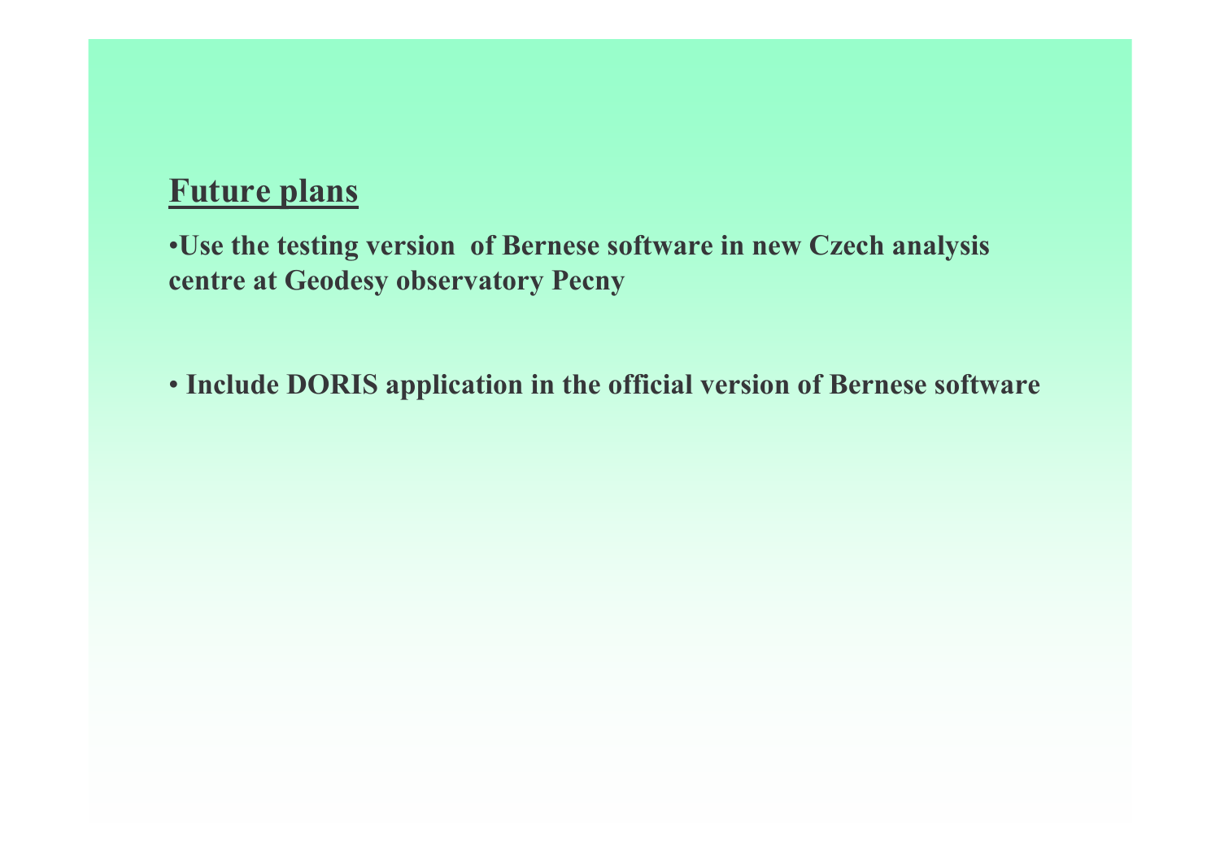## Future plans

- Use the testing version of Bernese software in new Czech analysis centre at Geodesy observatory Pecny

- Include DORIS application in the official version of Bernese software